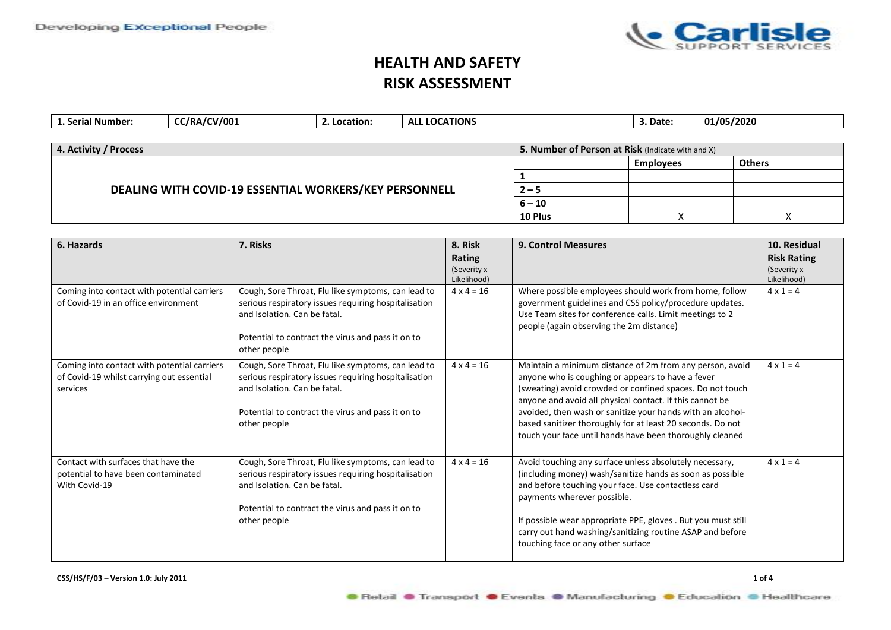# HEALTH AND SAFETY RISK ASSESSMENT

| 1. Serial Number: | CC/RA/CV/001 | 2. Location: | ALL LOCATIONS | 3. Date: | 01/05/2020 |
|---|---|---|---|---|---|

| 4. Activity / Process | 5. Number of Person at Risk (Indicate with and X) | | |
|---|---|---|---|
| DEALING WITH COVID-19 ESSENTIAL WORKERS/KEY PERSONNELL | | Employees | Others |
| | 1 | | |
| | 2 – 5 | | |
| | 6 – 10 | | |
| | 10 Plus | X | X |

| 6. Hazards | 7. Risks | 8. Risk Rating (Severity x Likelihood) | 9. Control Measures | 10. Residual Risk Rating (Severity x Likelihood) |
|---|---|---|---|---|
| Coming into contact with potential carriers of Covid-19 in an office environment | Cough, Sore Throat, Flu like symptoms, can lead to serious respiratory issues requiring hospitalisation and Isolation. Can be fatal.<br><br>Potential to contract the virus and pass it on to other people | 4 x 4 = 16 | Where possible employees should work from home, follow government guidelines and CSS policy/procedure updates. Use Team sites for conference calls. Limit meetings to 2 people (again observing the 2m distance) | 4 x 1 = 4 |
| Coming into contact with potential carriers of Covid-19 whilst carrying out essential services | Cough, Sore Throat, Flu like symptoms, can lead to serious respiratory issues requiring hospitalisation and Isolation. Can be fatal.<br><br>Potential to contract the virus and pass it on to other people | 4 x 4 = 16 | Maintain a minimum distance of 2m from any person, avoid anyone who is coughing or appears to have a fever (sweating) avoid crowded or confined spaces. Do not touch anyone and avoid all physical contact. If this cannot be avoided, then wash or sanitize your hands with an alcohol-based sanitizer thoroughly for at least 20 seconds. Do not touch your face until hands have been thoroughly cleaned | 4 x 1 = 4 |
| Contact with surfaces that have the potential to have been contaminated With Covid-19 | Cough, Sore Throat, Flu like symptoms, can lead to serious respiratory issues requiring hospitalisation and Isolation. Can be fatal.<br><br>Potential to contract the virus and pass it on to other people | 4 x 4 = 16 | Avoid touching any surface unless absolutely necessary, (including money) wash/sanitize hands as soon as possible and before touching your face. Use contactless card payments wherever possible.<br><br>If possible wear appropriate PPE, gloves . But you must still carry out hand washing/sanitizing routine ASAP and before touching face or any other surface | 4 x 1 = 4 |

CSS/HS/F/03 – Version 1.0: July 2011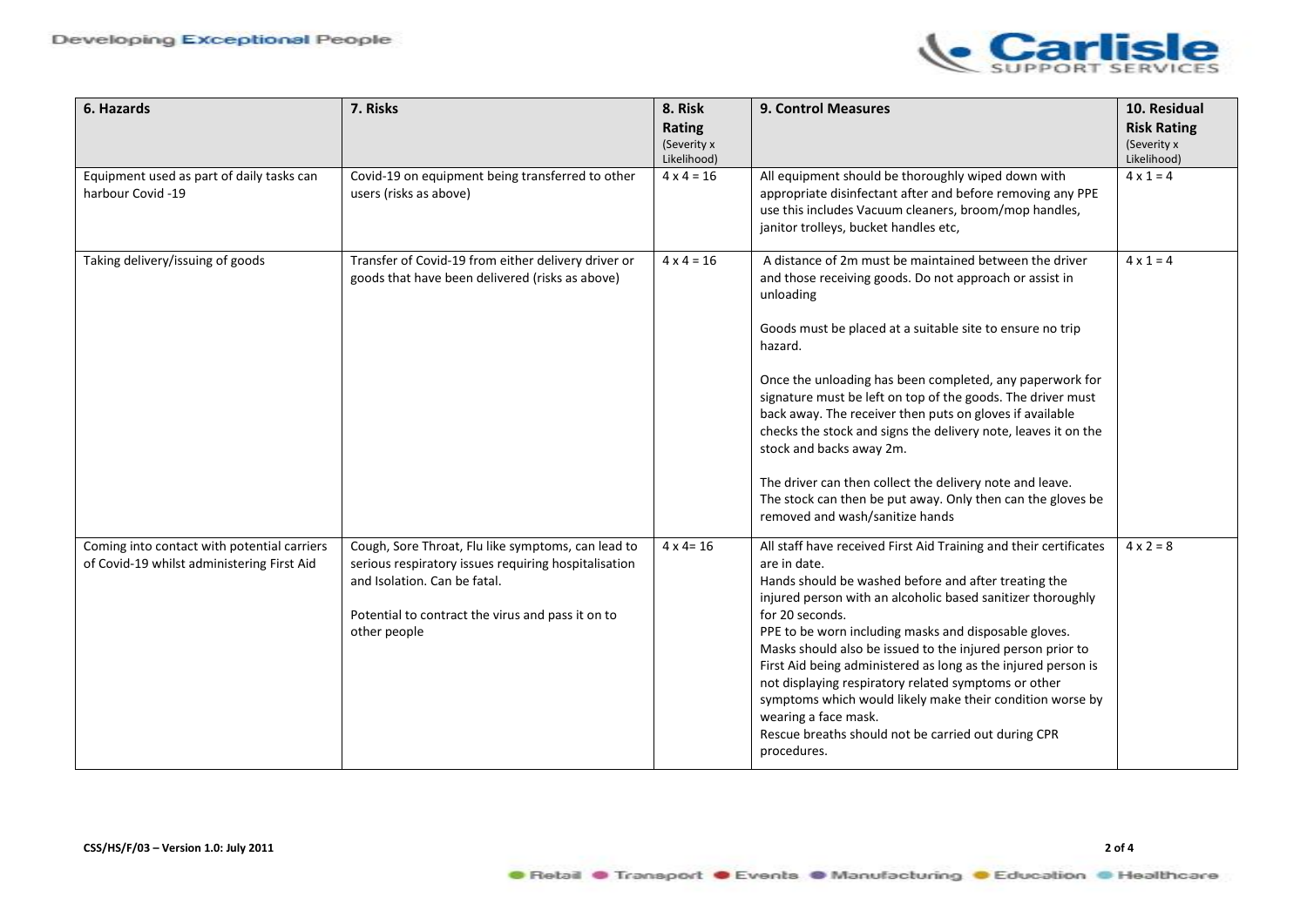| 6. Hazards | 7. Risks | 8. Risk Rating (Severity x Likelihood) | 9. Control Measures | 10. Residual Risk Rating (Severity x Likelihood) |
|---|---|---|---|---|
| Equipment used as part of daily tasks can harbour Covid -19 | Covid-19 on equipment being transferred to other users (risks as above) | 4 x 4 = 16 | All equipment should be thoroughly wiped down with appropriate disinfectant after and before removing any PPE use this includes Vacuum cleaners, broom/mop handles, janitor trolleys, bucket handles etc, | 4 x 1 = 4 |
| Taking delivery/issuing of goods | Transfer of Covid-19 from either delivery driver or goods that have been delivered (risks as above) | 4 x 4 = 16 | A distance of 2m must be maintained between the driver and those receiving goods. Do not approach or assist in unloading<br><br>Goods must be placed at a suitable site to ensure no trip hazard.<br><br>Once the unloading has been completed, any paperwork for signature must be left on top of the goods. The driver must back away. The receiver then puts on gloves if available checks the stock and signs the delivery note, leaves it on the stock and backs away 2m.<br><br>The driver can then collect the delivery note and leave. The stock can then be put away. Only then can the gloves be removed and wash/sanitize hands | 4 x 1 = 4 |
| Coming into contact with potential carriers of Covid-19 whilst administering First Aid | Cough, Sore Throat, Flu like symptoms, can lead to serious respiratory issues requiring hospitalisation and Isolation. Can be fatal.<br><br>Potential to contract the virus and pass it on to other people | 4 x 4= 16 | All staff have received First Aid Training and their certificates are in date.<br>Hands should be washed before and after treating the injured person with an alcoholic based sanitizer thoroughly for 20 seconds.<br>PPE to be worn including masks and disposable gloves.<br>Masks should also be issued to the injured person prior to First Aid being administered as long as the injured person is not displaying respiratory related symptoms or other symptoms which would likely make their condition worse by wearing a face mask.<br>Rescue breaths should not be carried out during CPR procedures. | 4 x 2 = 8 |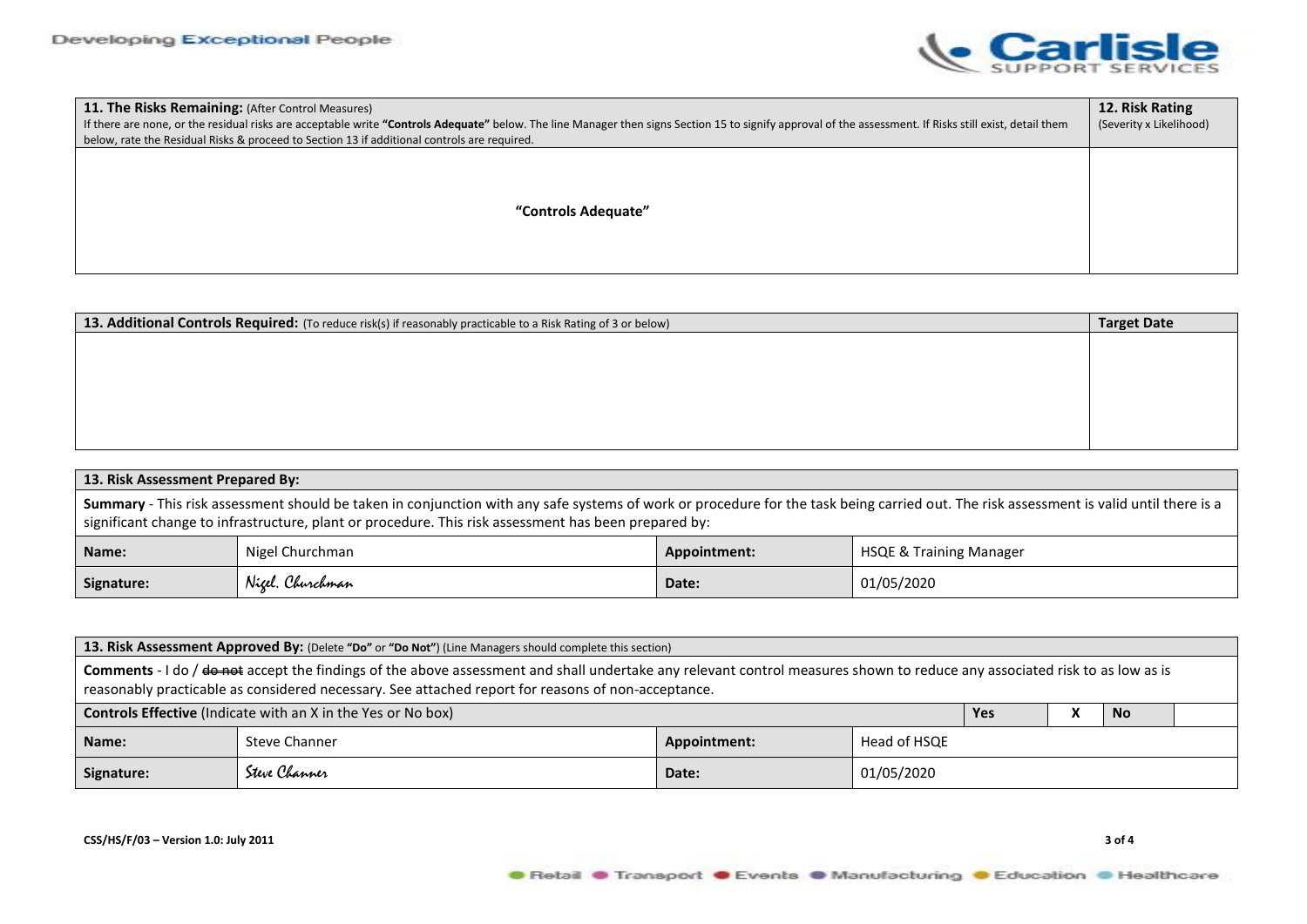| **11. The Risks Remaining:** (After Control Measures) If there are none, or the residual risks are acceptable write **"Controls Adequate"** below. The line Manager then signs Section 15 to signify approval of the assessment. If Risks still exist, detail them below, rate the Residual Risks & proceed to Section 13 if additional controls are required. | **12. Risk Rating** (Severity x Likelihood) |
|---|---|
| **"Controls Adequate"** | |

| **13. Additional Controls Required:** (To reduce risk(s) if reasonably practicable to a Risk Rating of 3 or below) | **Target Date** |
|---|---|
| | |

**13. Risk Assessment Prepared By:**

**Summary** - This risk assessment should be taken in conjunction with any safe systems of work or procedure for the task being carried out. The risk assessment is valid until there is a significant change to infrastructure, plant or procedure. This risk assessment has been prepared by:

| | | | |
|---|---|---|---|
| **Name:** | Nigel Churchman | **Appointment:** | HSQE & Training Manager |
| **Signature:** | Nigel. Churchman | **Date:** | 01/05/2020 |

**13. Risk Assessment Approved By:** (Delete **"Do"** or **"Do Not"**) (Line Managers should complete this section)

**Comments** - I do / ~~do not~~ accept the findings of the above assessment and shall undertake any relevant control measures shown to reduce any associated risk to as low as is reasonably practicable as considered necessary. See attached report for reasons of non-acceptance.

| | | | | | |
|---|---|---|---|---|---|
| **Controls Effective** (Indicate with an X in the Yes or No box) | | **Yes** | X | **No** | |
| **Name:** | Steve Channer | **Appointment:** | Head of HSQE | | |
| **Signature:** | Steve Channer | **Date:** | 01/05/2020 | | |

CSS/HS/F/03 – Version 1.0: July 2011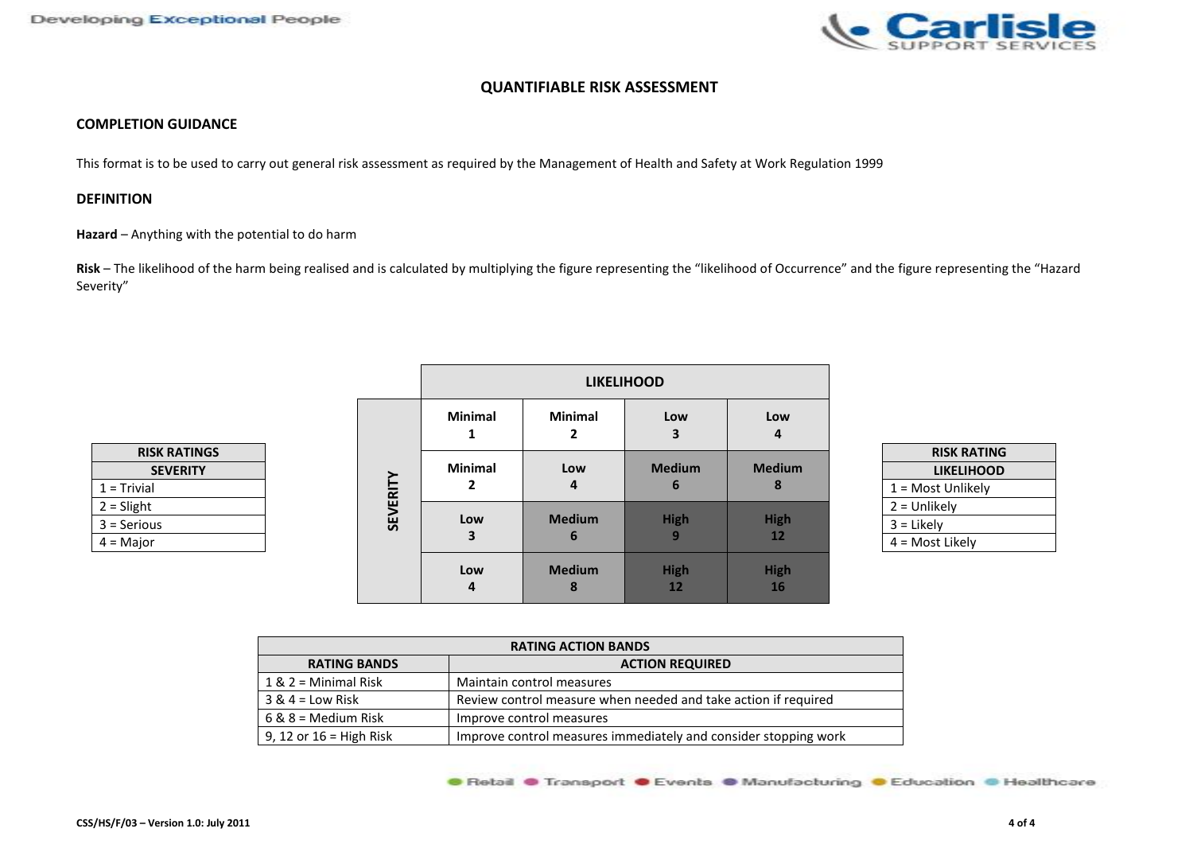# QUANTIFIABLE RISK ASSESSMENT

## COMPLETION GUIDANCE

This format is to be used to carry out general risk assessment as required by the Management of Health and Safety at Work Regulation 1999

## DEFINITION

**Hazard** – Anything with the potential to do harm

**Risk** – The likelihood of the harm being realised and is calculated by multiplying the figure representing the "likelihood of Occurrence" and the figure representing the "Hazard Severity"

| RISK RATINGS |
|---|
| **SEVERITY** |
| 1 = Trivial |
| 2 = Slight |
| 3 = Serious |
| 4 = Major |

| | LIKELIHOOD | | | |
|---|---|---|---|---|
| **SEVERITY** | Minimal 1 | Minimal 2 | Low 3 | Low 4 |
| | Minimal 2 | Low 4 | Medium 6 | Medium 8 |
| | Low 3 | Medium 6 | High 9 | High 12 |
| | Low 4 | Medium 8 | High 12 | High 16 |

| RISK RATING |
|---|
| **LIKELIHOOD** |
| 1 = Most Unlikely |
| 2 = Unlikely |
| 3 = Likely |
| 4 = Most Likely |

| RATING ACTION BANDS | |
|---|---|
| **RATING BANDS** | **ACTION REQUIRED** |
| 1 & 2 = Minimal Risk | Maintain control measures |
| 3 & 4 = Low Risk | Review control measure when needed and take action if required |
| 6 & 8 = Medium Risk | Improve control measures |
| 9, 12 or 16 = High Risk | Improve control measures immediately and consider stopping work |